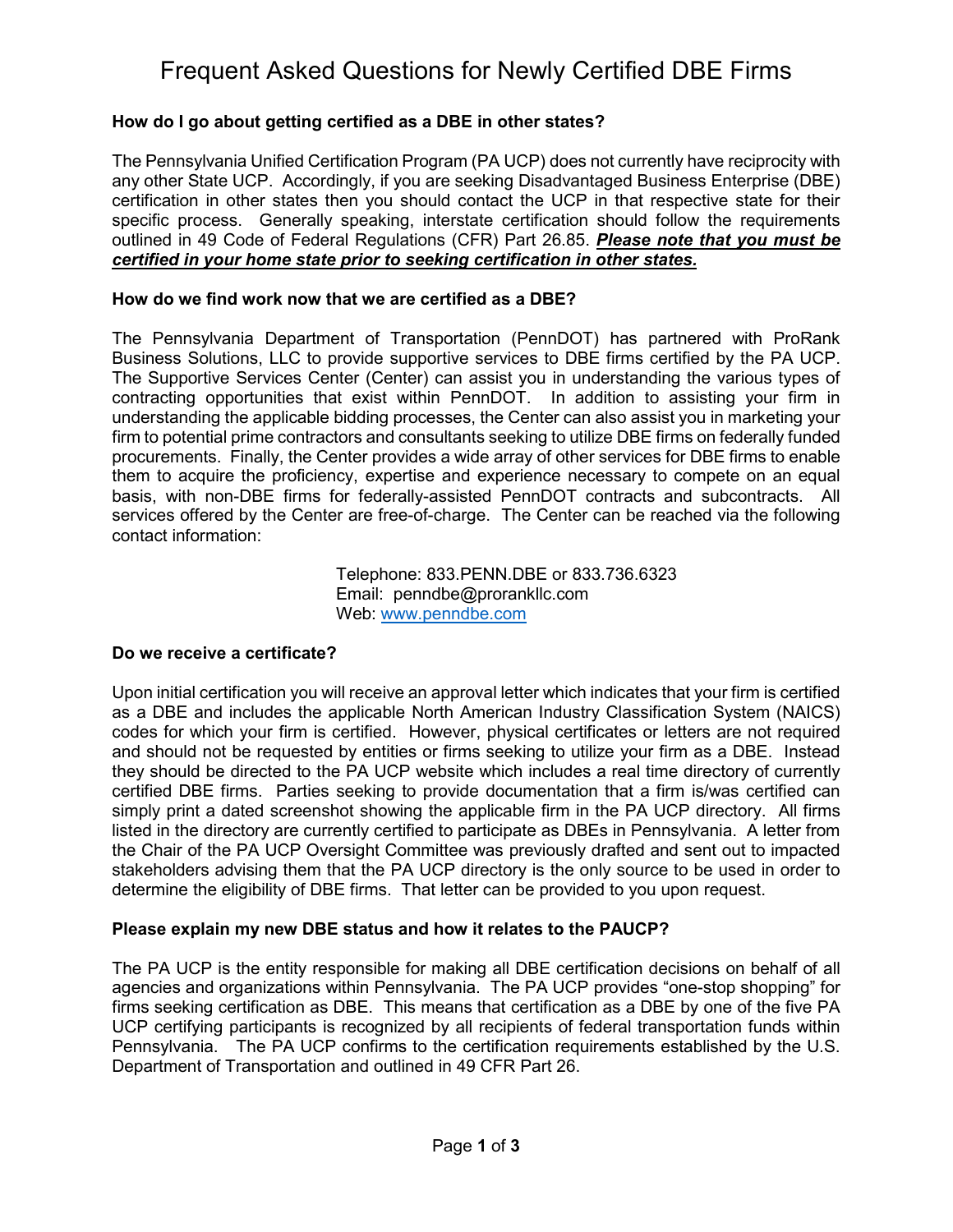# Frequent Asked Questions for Newly Certified DBE Firms

**How do I go about getting certified as a DBE in other states?**

The Pennsylvania Unified Certification Program (PA UCP) does not currently have reciprocity with any other State UCP. Accordingly, if you are seeking Disadvantaged Business Enterprise (DBE) certification in other states then you should contact the UCP in that respective state for their specific process. Generally speaking, interstate certification should follow the requirements outlined in 49 Code of Federal Regulations (CFR) Part 26.85. ***Please note that you must be certified in your home state prior to seeking certification in other states.***

**How do we find work now that we are certified as a DBE?**

The Pennsylvania Department of Transportation (PennDOT) has partnered with ProRank Business Solutions, LLC to provide supportive services to DBE firms certified by the PA UCP. The Supportive Services Center (Center) can assist you in understanding the various types of contracting opportunities that exist within PennDOT. In addition to assisting your firm in understanding the applicable bidding processes, the Center can also assist you in marketing your firm to potential prime contractors and consultants seeking to utilize DBE firms on federally funded procurements. Finally, the Center provides a wide array of other services for DBE firms to enable them to acquire the proficiency, expertise and experience necessary to compete on an equal basis, with non-DBE firms for federally-assisted PennDOT contracts and subcontracts. All services offered by the Center are free-of-charge. The Center can be reached via the following contact information:

Telephone: 833.PENN.DBE or 833.736.6323
Email: penndbe@prorankllc.com
Web: www.penndbe.com

**Do we receive a certificate?**

Upon initial certification you will receive an approval letter which indicates that your firm is certified as a DBE and includes the applicable North American Industry Classification System (NAICS) codes for which your firm is certified. However, physical certificates or letters are not required and should not be requested by entities or firms seeking to utilize your firm as a DBE. Instead they should be directed to the PA UCP website which includes a real time directory of currently certified DBE firms. Parties seeking to provide documentation that a firm is/was certified can simply print a dated screenshot showing the applicable firm in the PA UCP directory. All firms listed in the directory are currently certified to participate as DBEs in Pennsylvania. A letter from the Chair of the PA UCP Oversight Committee was previously drafted and sent out to impacted stakeholders advising them that the PA UCP directory is the only source to be used in order to determine the eligibility of DBE firms. That letter can be provided to you upon request.

**Please explain my new DBE status and how it relates to the PAUCP?**

The PA UCP is the entity responsible for making all DBE certification decisions on behalf of all agencies and organizations within Pennsylvania. The PA UCP provides "one-stop shopping" for firms seeking certification as DBE. This means that certification as a DBE by one of the five PA UCP certifying participants is recognized by all recipients of federal transportation funds within Pennsylvania. The PA UCP confirms to the certification requirements established by the U.S. Department of Transportation and outlined in 49 CFR Part 26.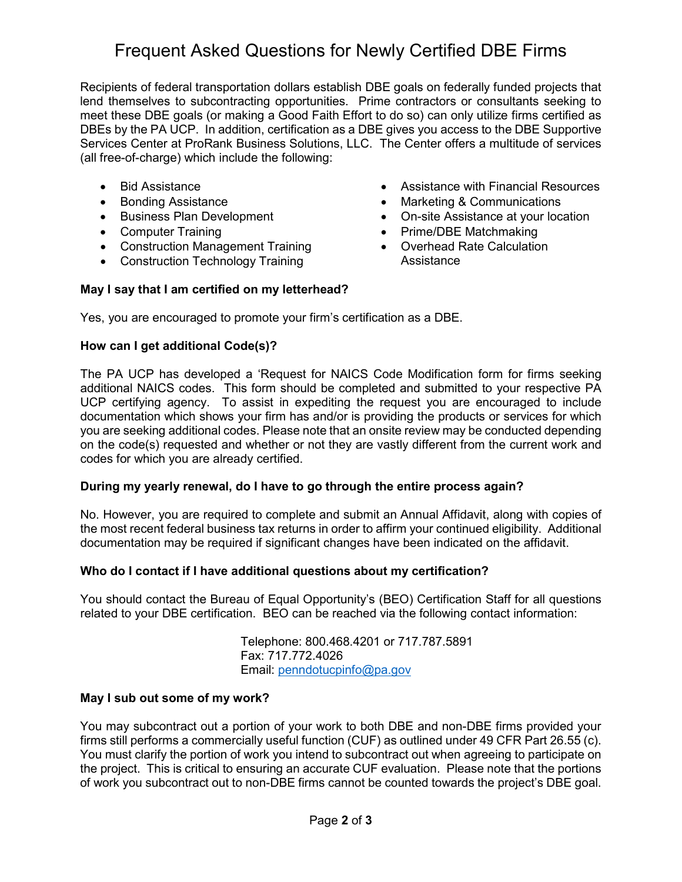# Frequent Asked Questions for Newly Certified DBE Firms

Recipients of federal transportation dollars establish DBE goals on federally funded projects that lend themselves to subcontracting opportunities. Prime contractors or consultants seeking to meet these DBE goals (or making a Good Faith Effort to do so) can only utilize firms certified as DBEs by the PA UCP. In addition, certification as a DBE gives you access to the DBE Supportive Services Center at ProRank Business Solutions, LLC. The Center offers a multitude of services (all free-of-charge) which include the following:

- Bid Assistance
- Bonding Assistance
- Business Plan Development
- Computer Training
- Construction Management Training
- Construction Technology Training
- Assistance with Financial Resources
- Marketing & Communications
- On-site Assistance at your location
- Prime/DBE Matchmaking
- Overhead Rate Calculation Assistance

**May I say that I am certified on my letterhead?**

Yes, you are encouraged to promote your firm's certification as a DBE.

**How can I get additional Code(s)?**

The PA UCP has developed a 'Request for NAICS Code Modification form for firms seeking additional NAICS codes. This form should be completed and submitted to your respective PA UCP certifying agency. To assist in expediting the request you are encouraged to include documentation which shows your firm has and/or is providing the products or services for which you are seeking additional codes. Please note that an onsite review may be conducted depending on the code(s) requested and whether or not they are vastly different from the current work and codes for which you are already certified.

**During my yearly renewal, do I have to go through the entire process again?**

No. However, you are required to complete and submit an Annual Affidavit, along with copies of the most recent federal business tax returns in order to affirm your continued eligibility. Additional documentation may be required if significant changes have been indicated on the affidavit.

**Who do I contact if I have additional questions about my certification?**

You should contact the Bureau of Equal Opportunity's (BEO) Certification Staff for all questions related to your DBE certification. BEO can be reached via the following contact information:

Telephone: 800.468.4201 or 717.787.5891
Fax: 717.772.4026
Email: penndotucpinfo@pa.gov

**May I sub out some of my work?**

You may subcontract out a portion of your work to both DBE and non-DBE firms provided your firms still performs a commercially useful function (CUF) as outlined under 49 CFR Part 26.55 (c). You must clarify the portion of work you intend to subcontract out when agreeing to participate on the project. This is critical to ensuring an accurate CUF evaluation. Please note that the portions of work you subcontract out to non-DBE firms cannot be counted towards the project's DBE goal.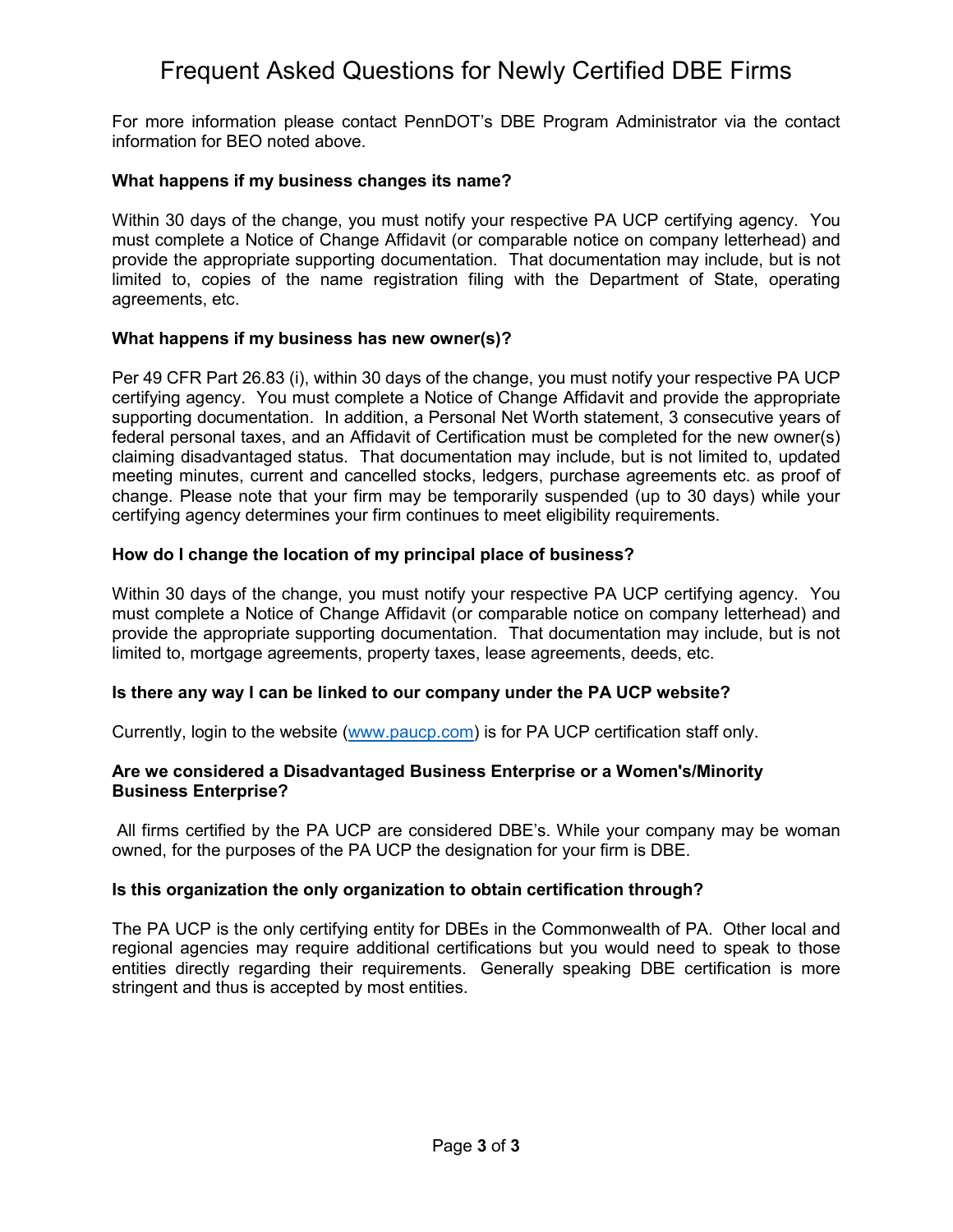# Frequent Asked Questions for Newly Certified DBE Firms

For more information please contact PennDOT's DBE Program Administrator via the contact information for BEO noted above.

**What happens if my business changes its name?**

Within 30 days of the change, you must notify your respective PA UCP certifying agency. You must complete a Notice of Change Affidavit (or comparable notice on company letterhead) and provide the appropriate supporting documentation. That documentation may include, but is not limited to, copies of the name registration filing with the Department of State, operating agreements, etc.

**What happens if my business has new owner(s)?**

Per 49 CFR Part 26.83 (i), within 30 days of the change, you must notify your respective PA UCP certifying agency. You must complete a Notice of Change Affidavit and provide the appropriate supporting documentation. In addition, a Personal Net Worth statement, 3 consecutive years of federal personal taxes, and an Affidavit of Certification must be completed for the new owner(s) claiming disadvantaged status. That documentation may include, but is not limited to, updated meeting minutes, current and cancelled stocks, ledgers, purchase agreements etc. as proof of change. Please note that your firm may be temporarily suspended (up to 30 days) while your certifying agency determines your firm continues to meet eligibility requirements.

**How do I change the location of my principal place of business?**

Within 30 days of the change, you must notify your respective PA UCP certifying agency. You must complete a Notice of Change Affidavit (or comparable notice on company letterhead) and provide the appropriate supporting documentation. That documentation may include, but is not limited to, mortgage agreements, property taxes, lease agreements, deeds, etc.

**Is there any way I can be linked to our company under the PA UCP website?**

Currently, login to the website (www.paucp.com) is for PA UCP certification staff only.

**Are we considered a Disadvantaged Business Enterprise or a Women's/Minority Business Enterprise?**

All firms certified by the PA UCP are considered DBE's. While your company may be woman owned, for the purposes of the PA UCP the designation for your firm is DBE.

**Is this organization the only organization to obtain certification through?**

The PA UCP is the only certifying entity for DBEs in the Commonwealth of PA. Other local and regional agencies may require additional certifications but you would need to speak to those entities directly regarding their requirements. Generally speaking DBE certification is more stringent and thus is accepted by most entities.